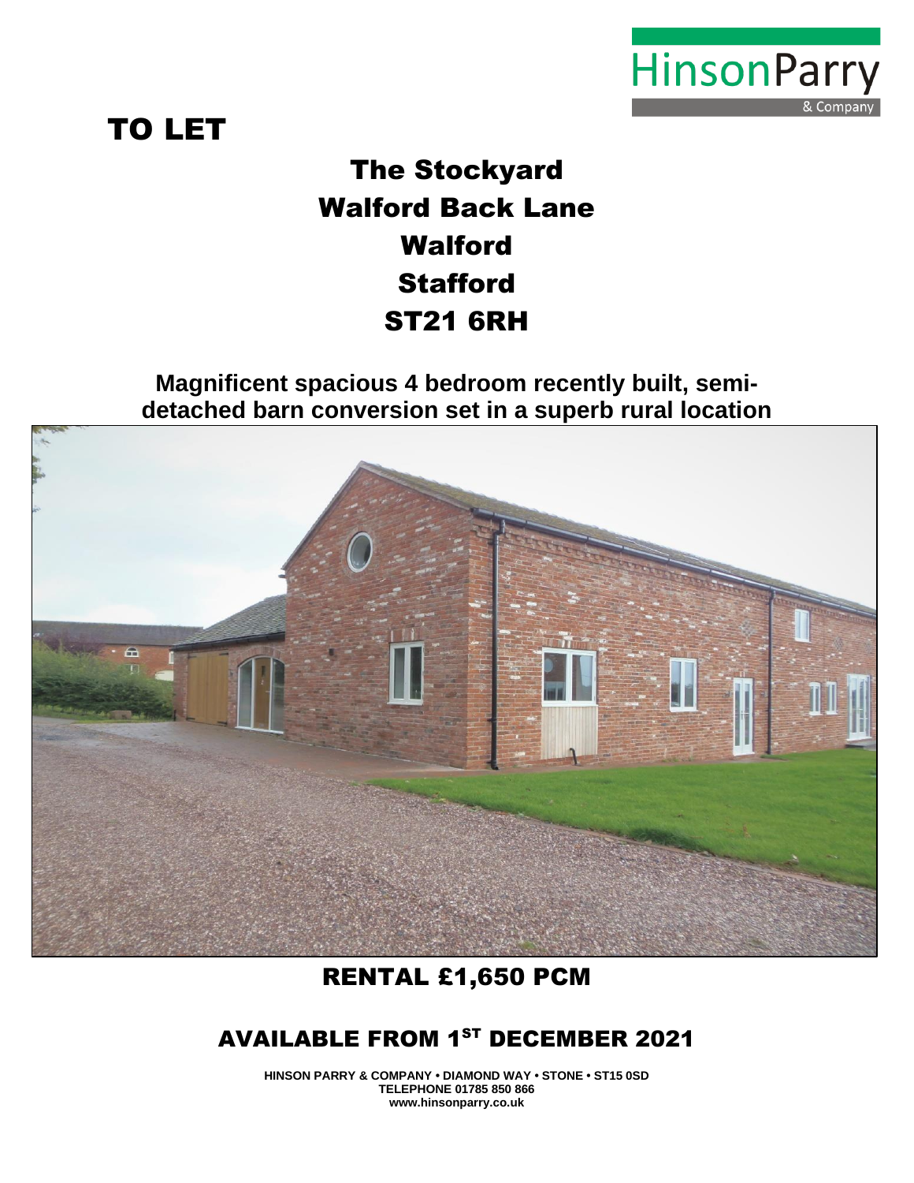HinsonParry & Company

# TO LET

## The Stockyard
## Walford Back Lane
## Walford
## Stafford
## ST21 6RH

**Magnificent spacious 4 bedroom recently built, semi-detached barn conversion set in a superb rural location**

## RENTAL £1,650 PCM

## AVAILABLE FROM 1ST DECEMBER 2021

**HINSON PARRY & COMPANY • DIAMOND WAY • STONE • ST15 0SD**
**TELEPHONE 01785 850 866**
**www.hinsonparry.co.uk**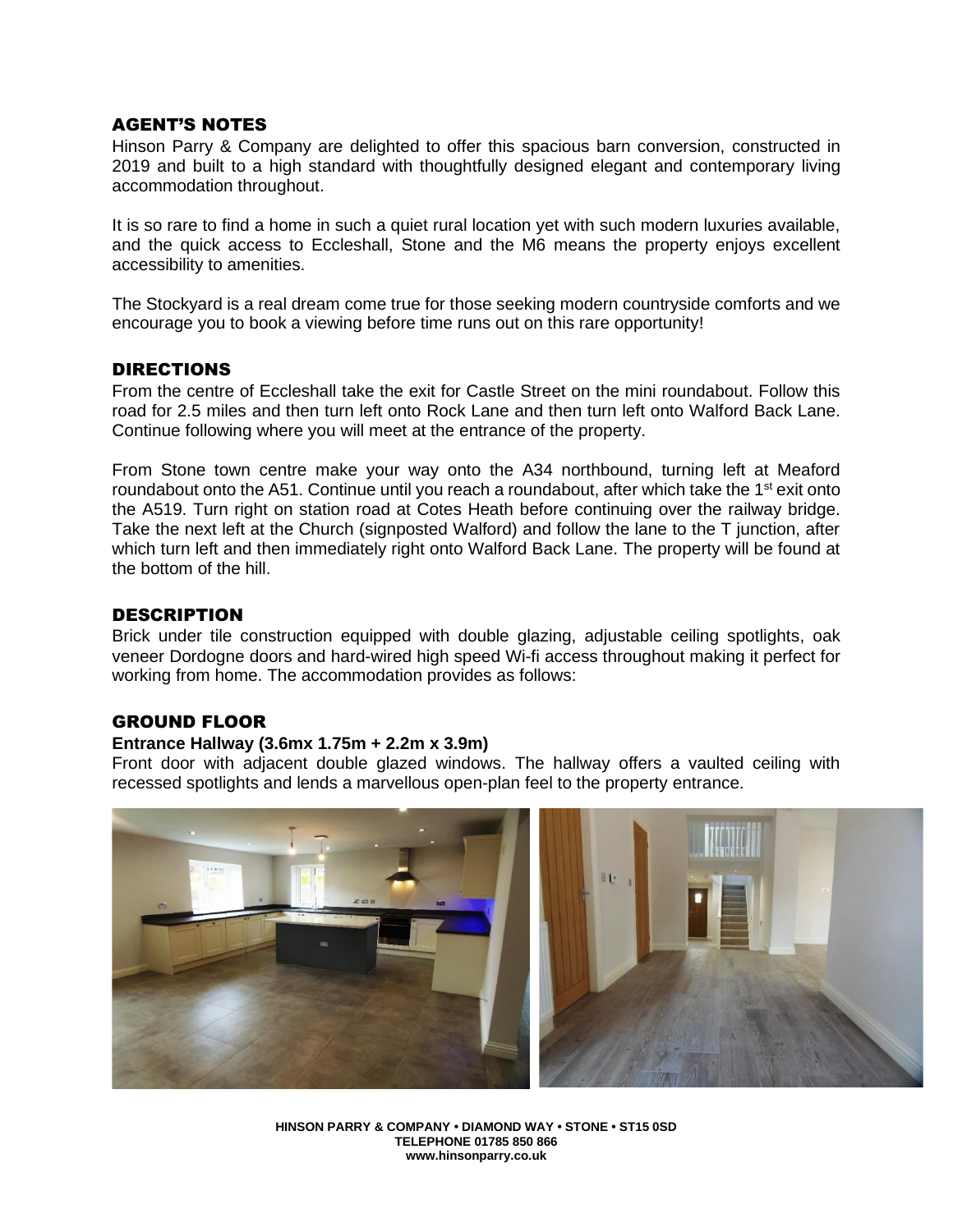## AGENT'S NOTES

Hinson Parry & Company are delighted to offer this spacious barn conversion, constructed in 2019 and built to a high standard with thoughtfully designed elegant and contemporary living accommodation throughout.

It is so rare to find a home in such a quiet rural location yet with such modern luxuries available, and the quick access to Eccleshall, Stone and the M6 means the property enjoys excellent accessibility to amenities.

The Stockyard is a real dream come true for those seeking modern countryside comforts and we encourage you to book a viewing before time runs out on this rare opportunity!

## DIRECTIONS

From the centre of Eccleshall take the exit for Castle Street on the mini roundabout. Follow this road for 2.5 miles and then turn left onto Rock Lane and then turn left onto Walford Back Lane. Continue following where you will meet at the entrance of the property.

From Stone town centre make your way onto the A34 northbound, turning left at Meaford roundabout onto the A51. Continue until you reach a roundabout, after which take the 1st exit onto the A519. Turn right on station road at Cotes Heath before continuing over the railway bridge. Take the next left at the Church (signposted Walford) and follow the lane to the T junction, after which turn left and then immediately right onto Walford Back Lane. The property will be found at the bottom of the hill.

## DESCRIPTION

Brick under tile construction equipped with double glazing, adjustable ceiling spotlights, oak veneer Dordogne doors and hard-wired high speed Wi-fi access throughout making it perfect for working from home. The accommodation provides as follows:

## GROUND FLOOR

**Entrance Hallway (3.6mx 1.75m + 2.2m x 3.9m)**

Front door with adjacent double glazed windows. The hallway offers a vaulted ceiling with recessed spotlights and lends a marvellous open-plan feel to the property entrance.

HINSON PARRY & COMPANY • DIAMOND WAY • STONE • ST15 0SD
TELEPHONE 01785 850 866
www.hinsonparry.co.uk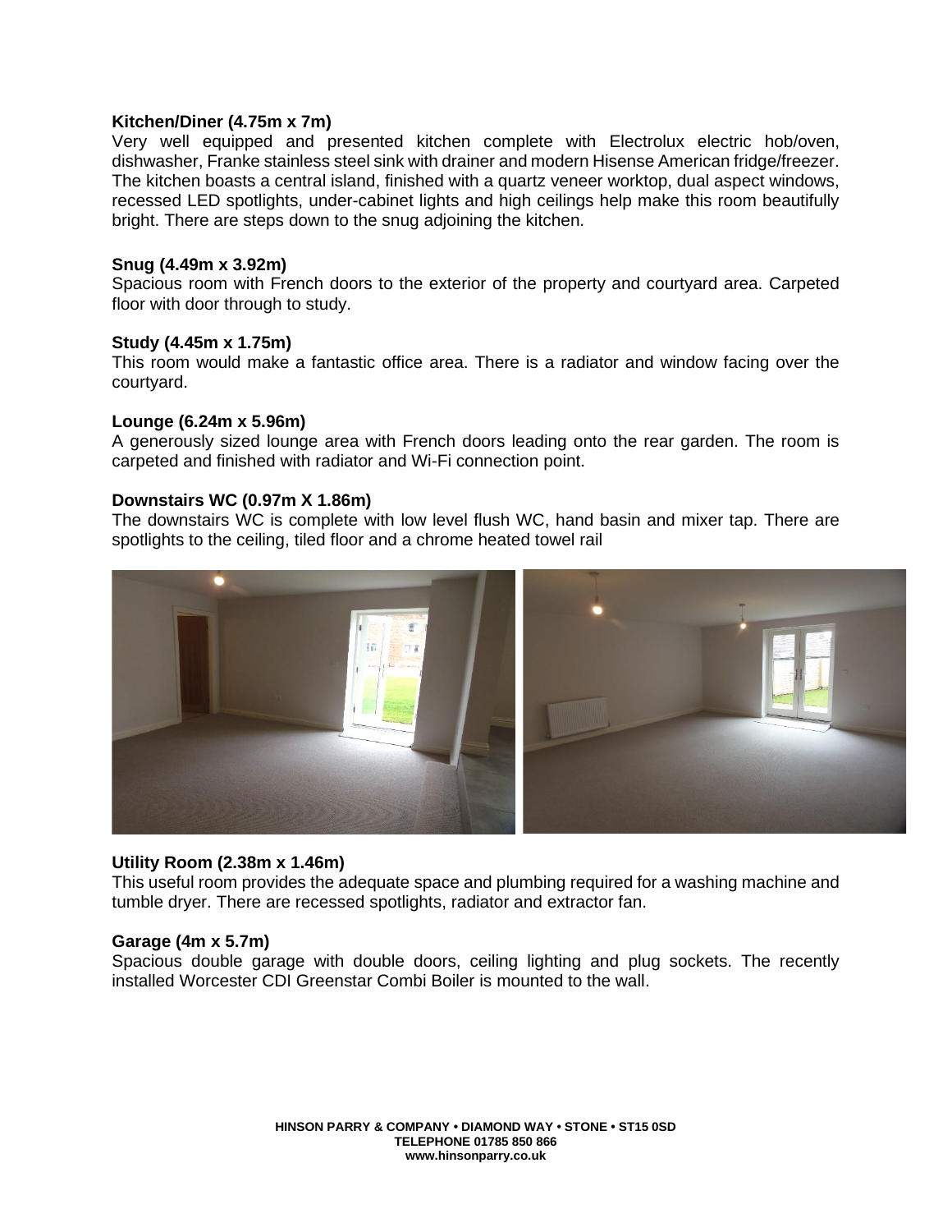**Kitchen/Diner (4.75m x 7m)**

Very well equipped and presented kitchen complete with Electrolux electric hob/oven, dishwasher, Franke stainless steel sink with drainer and modern Hisense American fridge/freezer. The kitchen boasts a central island, finished with a quartz veneer worktop, dual aspect windows, recessed LED spotlights, under-cabinet lights and high ceilings help make this room beautifully bright. There are steps down to the snug adjoining the kitchen.

**Snug (4.49m x 3.92m)**

Spacious room with French doors to the exterior of the property and courtyard area. Carpeted floor with door through to study.

**Study (4.45m x 1.75m)**

This room would make a fantastic office area. There is a radiator and window facing over the courtyard.

**Lounge (6.24m x 5.96m)**

A generously sized lounge area with French doors leading onto the rear garden. The room is carpeted and finished with radiator and Wi-Fi connection point.

**Downstairs WC (0.97m X 1.86m)**

The downstairs WC is complete with low level flush WC, hand basin and mixer tap. There are spotlights to the ceiling, tiled floor and a chrome heated towel rail

**Utility Room (2.38m x 1.46m)**

This useful room provides the adequate space and plumbing required for a washing machine and tumble dryer. There are recessed spotlights, radiator and extractor fan.

**Garage (4m x 5.7m)**

Spacious double garage with double doors, ceiling lighting and plug sockets. The recently installed Worcester CDI Greenstar Combi Boiler is mounted to the wall.

HINSON PARRY & COMPANY • DIAMOND WAY • STONE • ST15 0SD
TELEPHONE 01785 850 866
www.hinsonparry.co.uk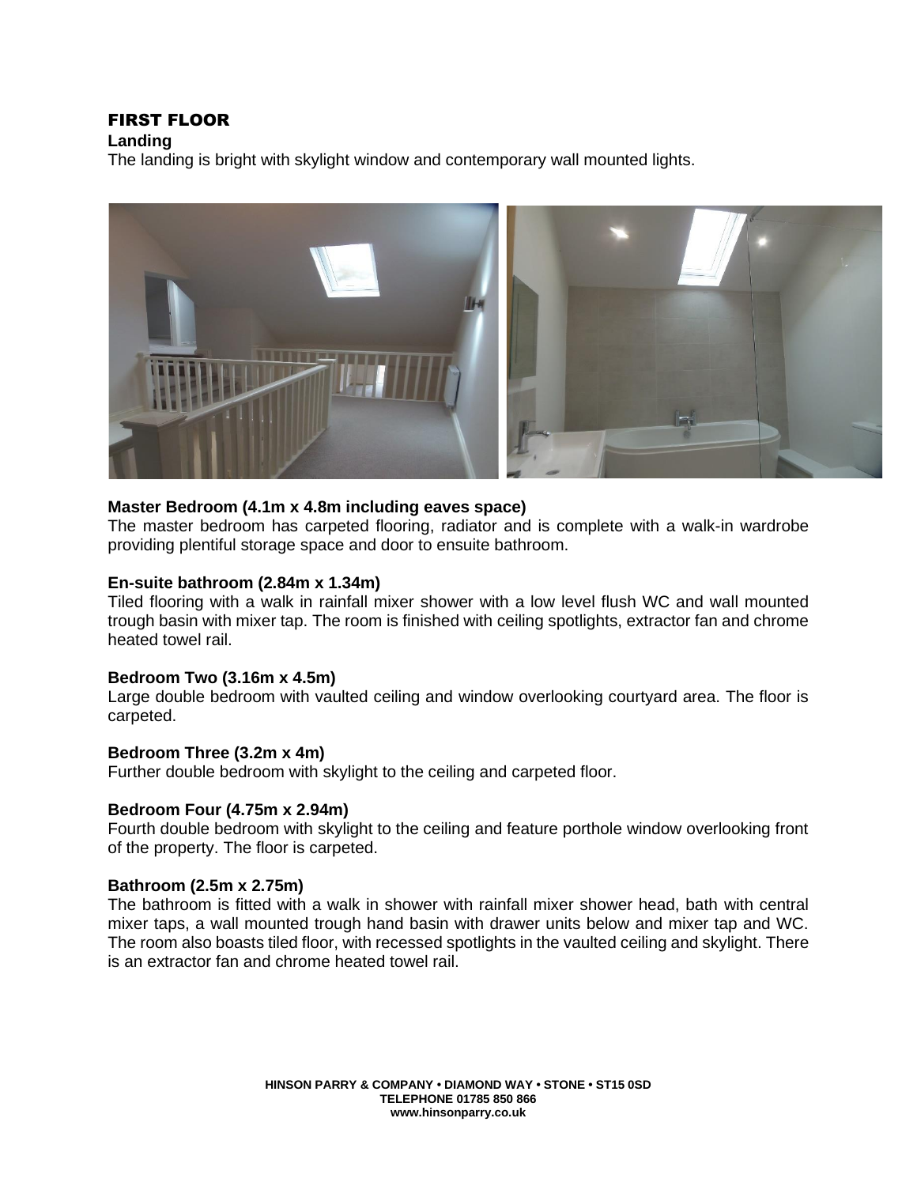## FIRST FLOOR

**Landing**

The landing is bright with skylight window and contemporary wall mounted lights.

**Master Bedroom (4.1m x 4.8m including eaves space)**

The master bedroom has carpeted flooring, radiator and is complete with a walk-in wardrobe providing plentiful storage space and door to ensuite bathroom.

**En-suite bathroom (2.84m x 1.34m)**

Tiled flooring with a walk in rainfall mixer shower with a low level flush WC and wall mounted trough basin with mixer tap. The room is finished with ceiling spotlights, extractor fan and chrome heated towel rail.

**Bedroom Two (3.16m x 4.5m)**

Large double bedroom with vaulted ceiling and window overlooking courtyard area. The floor is carpeted.

**Bedroom Three (3.2m x 4m)**

Further double bedroom with skylight to the ceiling and carpeted floor.

**Bedroom Four (4.75m x 2.94m)**

Fourth double bedroom with skylight to the ceiling and feature porthole window overlooking front of the property. The floor is carpeted.

**Bathroom (2.5m x 2.75m)**

The bathroom is fitted with a walk in shower with rainfall mixer shower head, bath with central mixer taps, a wall mounted trough hand basin with drawer units below and mixer tap and WC. The room also boasts tiled floor, with recessed spotlights in the vaulted ceiling and skylight. There is an extractor fan and chrome heated towel rail.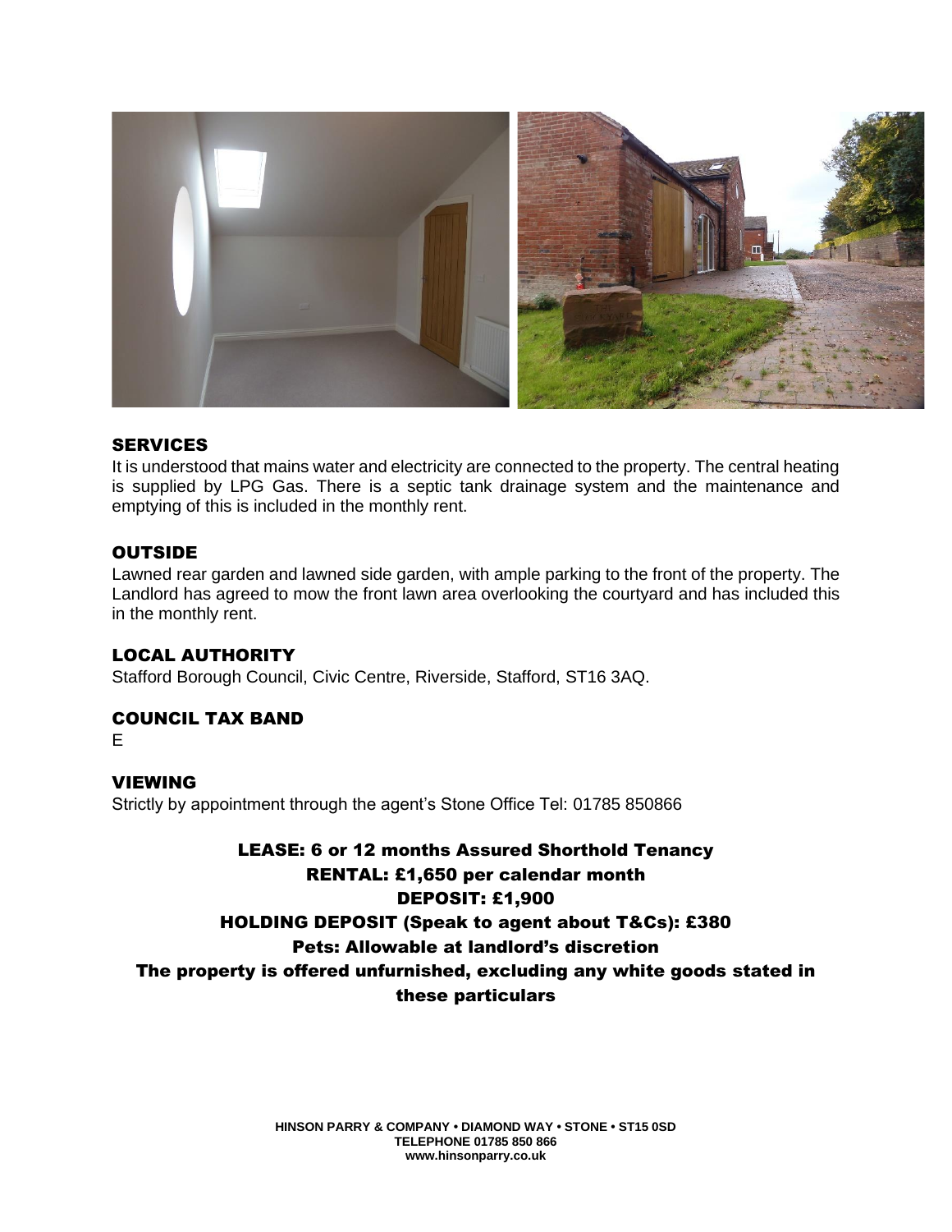## SERVICES

It is understood that mains water and electricity are connected to the property. The central heating is supplied by LPG Gas. There is a septic tank drainage system and the maintenance and emptying of this is included in the monthly rent.

## OUTSIDE

Lawned rear garden and lawned side garden, with ample parking to the front of the property. The Landlord has agreed to mow the front lawn area overlooking the courtyard and has included this in the monthly rent.

## LOCAL AUTHORITY

Stafford Borough Council, Civic Centre, Riverside, Stafford, ST16 3AQ.

## COUNCIL TAX BAND

E

## VIEWING

Strictly by appointment through the agent's Stone Office Tel: 01785 850866

**LEASE: 6 or 12 months Assured Shorthold Tenancy**
**RENTAL: £1,650 per calendar month**
**DEPOSIT: £1,900**
**HOLDING DEPOSIT (Speak to agent about T&Cs): £380**
**Pets: Allowable at landlord's discretion**
**The property is offered unfurnished, excluding any white goods stated in these particulars**

HINSON PARRY & COMPANY • DIAMOND WAY • STONE • ST15 0SD
TELEPHONE 01785 850 866
www.hinsonparry.co.uk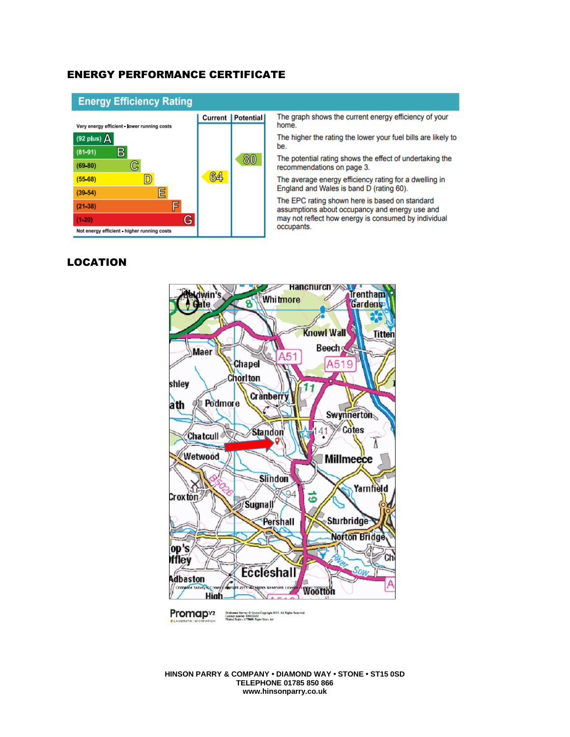## ENERGY PERFORMANCE CERTIFICATE

### Energy Efficiency Rating

| | Current | Potential |
|---|---|---|
| Very energy efficient - lower running costs | | |
| (92 plus) A | | |
| (81-91) B | | |
| (69-80) C | | 80 |
| (55-68) D | 64 | |
| (39-54) E | | |
| (21-38) F | | |
| (1-20) G | | |
| Not energy efficient - higher running costs | | |

The graph shows the current energy efficiency of your home.

The higher the rating the lower your fuel bills are likely to be.

The potential rating shows the effect of undertaking the recommendations on page 3.

The average energy efficiency rating for a dwelling in England and Wales is band D (rating 60).

The EPC rating shown here is based on standard assumptions about occupancy and energy use and may not reflect how energy is consumed by individual occupants.

## LOCATION

Ordnance Survey © Crown Copyright 2015. All Rights Reserved. Licence number 100022432

**HINSON PARRY & COMPANY • DIAMOND WAY • STONE • ST15 0SD**
**TELEPHONE 01785 850 866**
**www.hinsonparry.co.uk**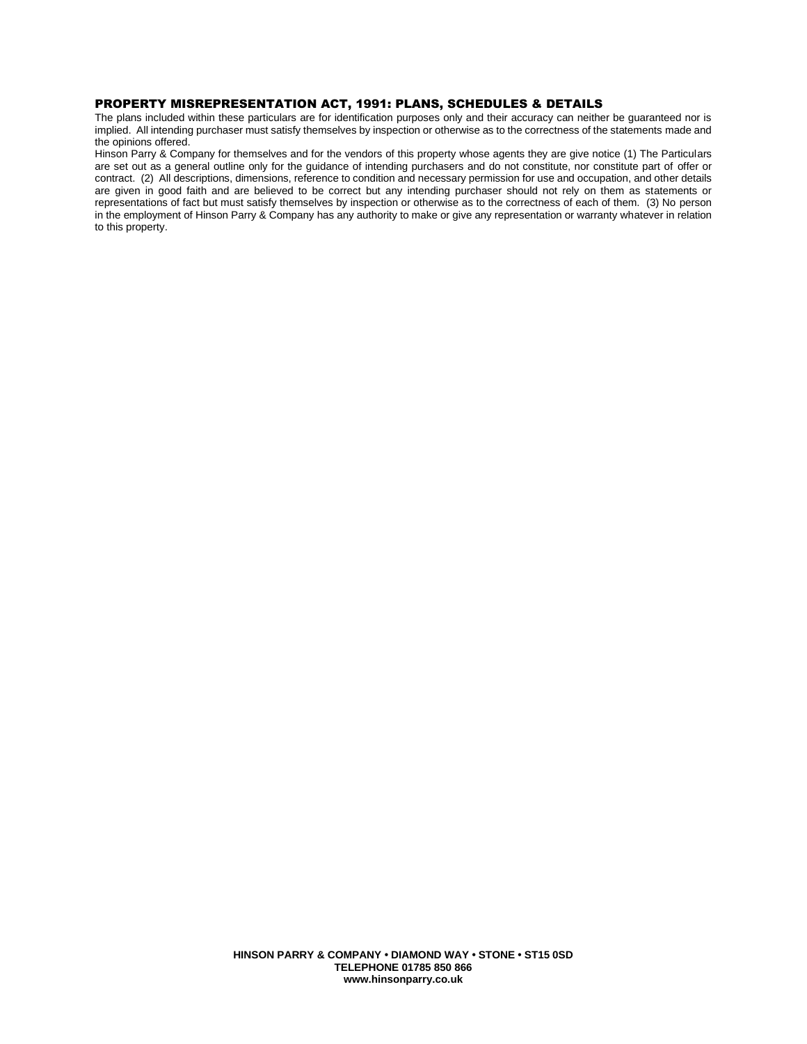## PROPERTY MISREPRESENTATION ACT, 1991: PLANS, SCHEDULES & DETAILS

The plans included within these particulars are for identification purposes only and their accuracy can neither be guaranteed nor is implied. All intending purchaser must satisfy themselves by inspection or otherwise as to the correctness of the statements made and the opinions offered.

Hinson Parry & Company for themselves and for the vendors of this property whose agents they are give notice (1) The Particulars are set out as a general outline only for the guidance of intending purchasers and do not constitute, nor constitute part of offer or contract. (2) All descriptions, dimensions, reference to condition and necessary permission for use and occupation, and other details are given in good faith and are believed to be correct but any intending purchaser should not rely on them as statements or representations of fact but must satisfy themselves by inspection or otherwise as to the correctness of each of them. (3) No person in the employment of Hinson Parry & Company has any authority to make or give any representation or warranty whatever in relation to this property.

**HINSON PARRY & COMPANY • DIAMOND WAY • STONE • ST15 0SD**
**TELEPHONE 01785 850 866**
**www.hinsonparry.co.uk**